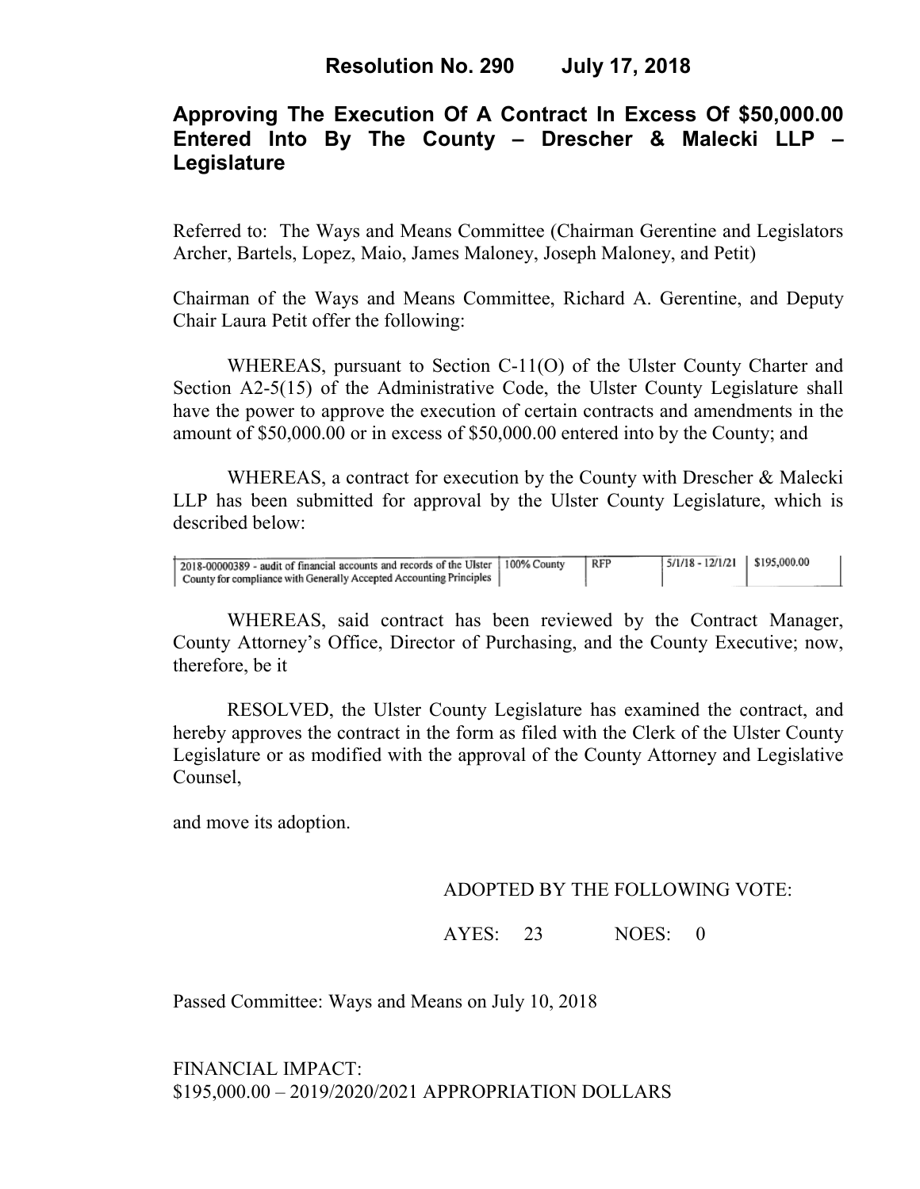# Resolution No. 290 July 17, 2018

## Approving The Execution Of A Contract In Excess Of $50,000.00 Entered Into By The County – Drescher & Malecki LLP – Legislature

Referred to: The Ways and Means Committee (Chairman Gerentine and Legislators Archer, Bartels, Lopez, Maio, James Maloney, Joseph Maloney, and Petit)

Chairman of the Ways and Means Committee, Richard A. Gerentine, and Deputy Chair Laura Petit offer the following:

WHEREAS, pursuant to Section C-11(O) of the Ulster County Charter and Section A2-5(15) of the Administrative Code, the Ulster County Legislature shall have the power to approve the execution of certain contracts and amendments in the amount of $50,000.00 or in excess of $50,000.00 entered into by the County; and

WHEREAS, a contract for execution by the County with Drescher & Malecki LLP has been submitted for approval by the Ulster County Legislature, which is described below:

| | | | | |
|---|---|---|---|---|
| 2018-00000389 - audit of financial accounts and records of the Ulster County for compliance with Generally Accepted Accounting Principles | 100% County | RFP | 5/1/18 - 12/1/21 | $195,000.00 |

WHEREAS, said contract has been reviewed by the Contract Manager, County Attorney's Office, Director of Purchasing, and the County Executive; now, therefore, be it

RESOLVED, the Ulster County Legislature has examined the contract, and hereby approves the contract in the form as filed with the Clerk of the Ulster County Legislature or as modified with the approval of the County Attorney and Legislative Counsel,

and move its adoption.

ADOPTED BY THE FOLLOWING VOTE:

AYES: 23 NOES: 0

Passed Committee: Ways and Means on July 10, 2018

FINANCIAL IMPACT:
$195,000.00 – 2019/2020/2021 APPROPRIATION DOLLARS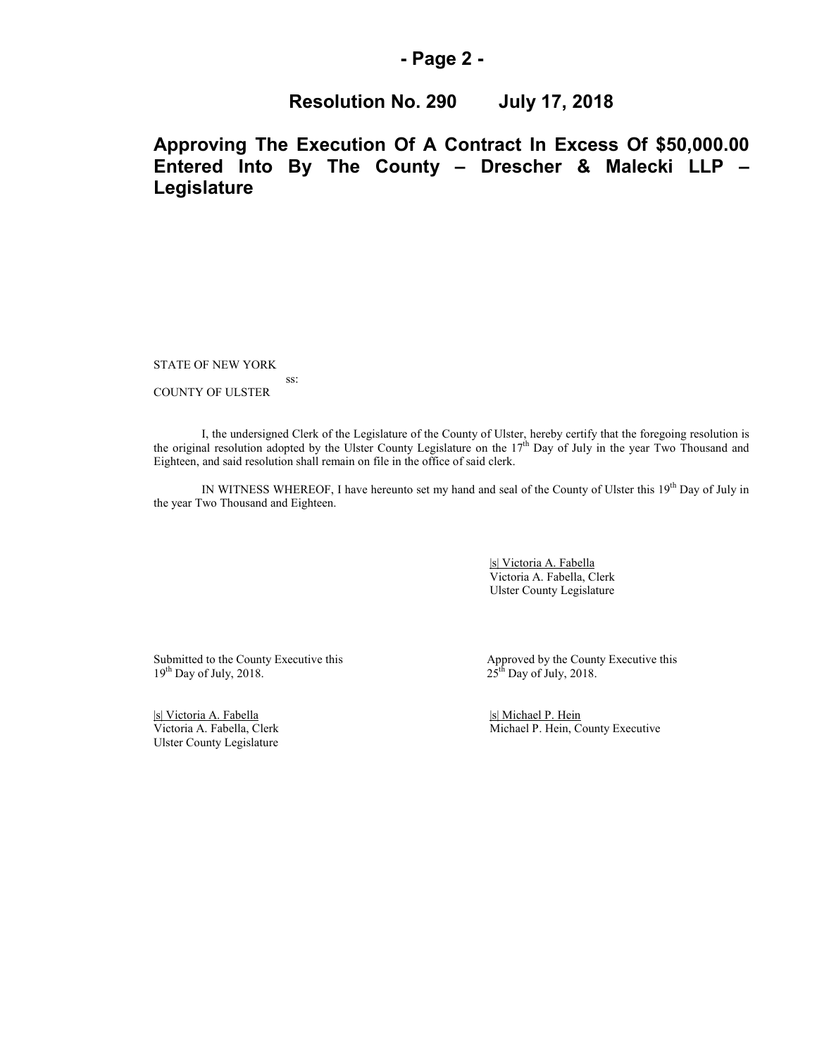# Resolution No. 290 July 17, 2018

## Approving The Execution Of A Contract In Excess Of $50,000.00 Entered Into By The County – Drescher & Malecki LLP – Legislature

STATE OF NEW YORK
ss:
COUNTY OF ULSTER

I, the undersigned Clerk of the Legislature of the County of Ulster, hereby certify that the foregoing resolution is the original resolution adopted by the Ulster County Legislature on the 17th Day of July in the year Two Thousand and Eighteen, and said resolution shall remain on file in the office of said clerk.

IN WITNESS WHEREOF, I have hereunto set my hand and seal of the County of Ulster this 19th Day of July in the year Two Thousand and Eighteen.

|s| Victoria A. Fabella
Victoria A. Fabella, Clerk
Ulster County Legislature

Submitted to the County Executive this 19th Day of July, 2018.

|s| Victoria A. Fabella
Victoria A. Fabella, Clerk
Ulster County Legislature

Approved by the County Executive this 25th Day of July, 2018.

|s| Michael P. Hein
Michael P. Hein, County Executive